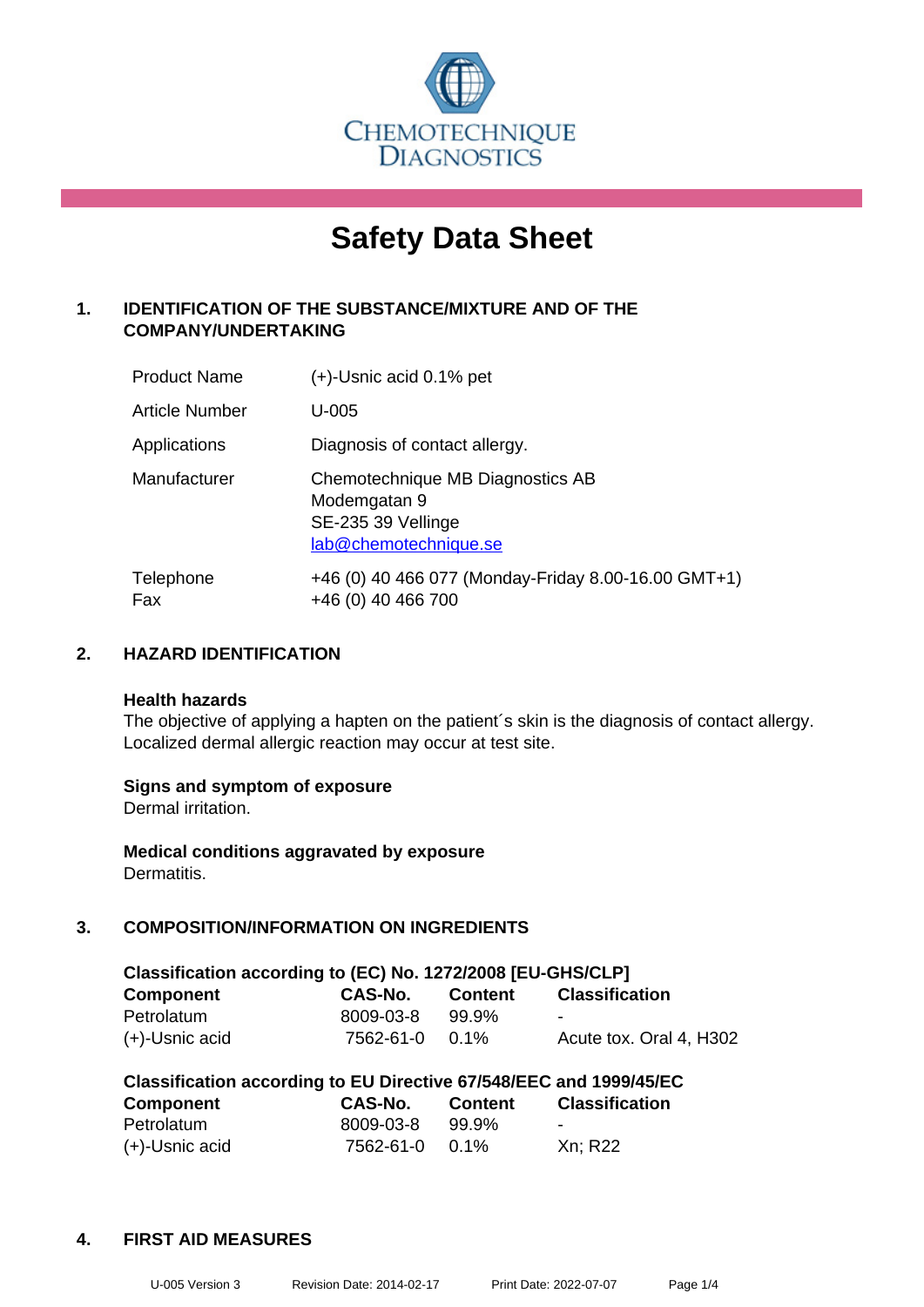CHEMOTECHNIQUE DIAGNOSTICS

# Safety Data Sheet

## 1. IDENTIFICATION OF THE SUBSTANCE/MIXTURE AND OF THE COMPANY/UNDERTAKING

| | |
|---|---|
| Product Name | (+)-Usnic acid 0.1% pet |
| Article Number | U-005 |
| Applications | Diagnosis of contact allergy. |
| Manufacturer | Chemotechnique MB Diagnostics AB<br>Modemgatan 9<br>SE-235 39 Vellinge<br>lab@chemotechnique.se |
| Telephone<br>Fax | +46 (0) 40 466 077 (Monday-Friday 8.00-16.00 GMT+1)<br>+46 (0) 40 466 700 |

## 2. HAZARD IDENTIFICATION

**Health hazards**
The objective of applying a hapten on the patient´s skin is the diagnosis of contact allergy. Localized dermal allergic reaction may occur at test site.

**Signs and symptom of exposure**
Dermal irritation.

**Medical conditions aggravated by exposure**
Dermatitis.

## 3. COMPOSITION/INFORMATION ON INGREDIENTS

**Classification according to (EC) No. 1272/2008 [EU-GHS/CLP]**

| Component | CAS-No. | Content | Classification |
|---|---|---|---|
| Petrolatum | 8009-03-8 | 99.9% | - |
| (+)-Usnic acid | 7562-61-0 | 0.1% | Acute tox. Oral 4, H302 |

**Classification according to EU Directive 67/548/EEC and 1999/45/EC**

| Component | CAS-No. | Content | Classification |
|---|---|---|---|
| Petrolatum | 8009-03-8 | 99.9% | - |
| (+)-Usnic acid | 7562-61-0 | 0.1% | Xn; R22 |

## 4. FIRST AID MEASURES

U-005 Version 3 Revision Date: 2014-02-17 Print Date: 2022-07-07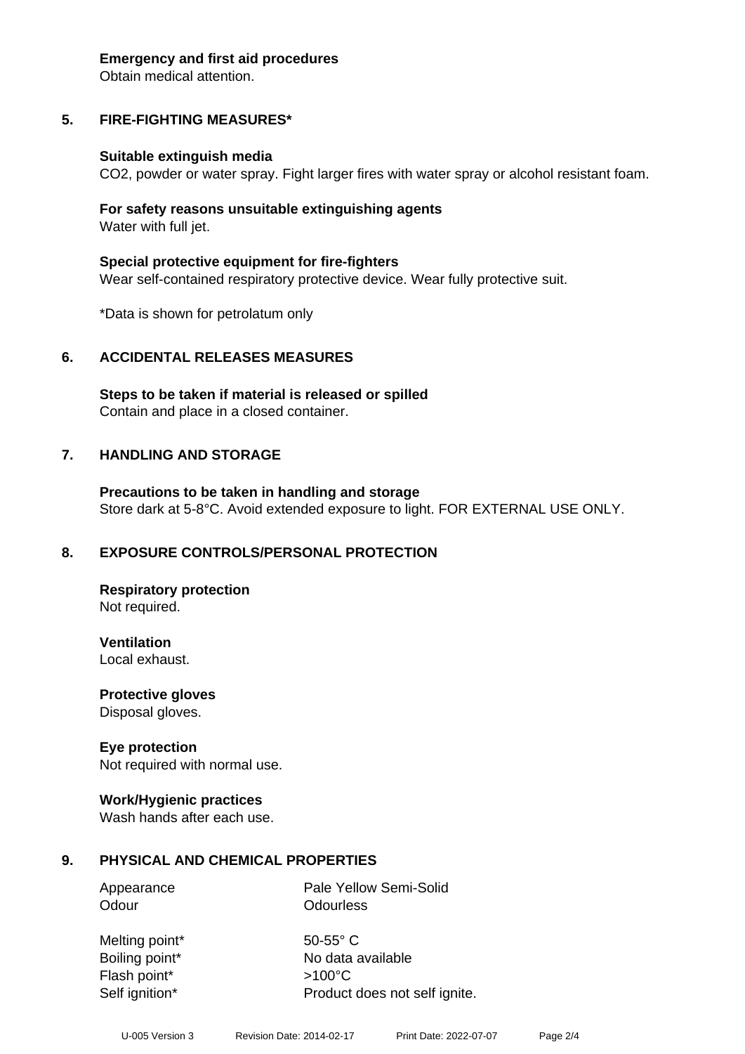**Emergency and first aid procedures**
Obtain medical attention.

## 5. FIRE-FIGHTING MEASURES*

**Suitable extinguish media**
$CO_2$, powder or water spray. Fight larger fires with water spray or alcohol resistant foam.

**For safety reasons unsuitable extinguishing agents**
Water with full jet.

**Special protective equipment for fire-fighters**
Wear self-contained respiratory protective device. Wear fully protective suit.

*Data is shown for petrolatum only

## 6. ACCIDENTAL RELEASES MEASURES

**Steps to be taken if material is released or spilled**
Contain and place in a closed container.

## 7. HANDLING AND STORAGE

**Precautions to be taken in handling and storage**
Store dark at 5-8°C. Avoid extended exposure to light. FOR EXTERNAL USE ONLY.

## 8. EXPOSURE CONTROLS/PERSONAL PROTECTION

**Respiratory protection**
Not required.

**Ventilation**
Local exhaust.

**Protective gloves**
Disposal gloves.

**Eye protection**
Not required with normal use.

**Work/Hygienic practices**
Wash hands after each use.

## 9. PHYSICAL AND CHEMICAL PROPERTIES

| | |
|---|---|
| Appearance | Pale Yellow Semi-Solid |
| Odour | Odourless |
| Melting point* | 50-55° C |
| Boiling point* | No data available |
| Flash point* | >100°C |
| Self ignition* | Product does not self ignite. |

U-005 Version 3 Revision Date: 2014-02-17 Print Date: 2022-07-07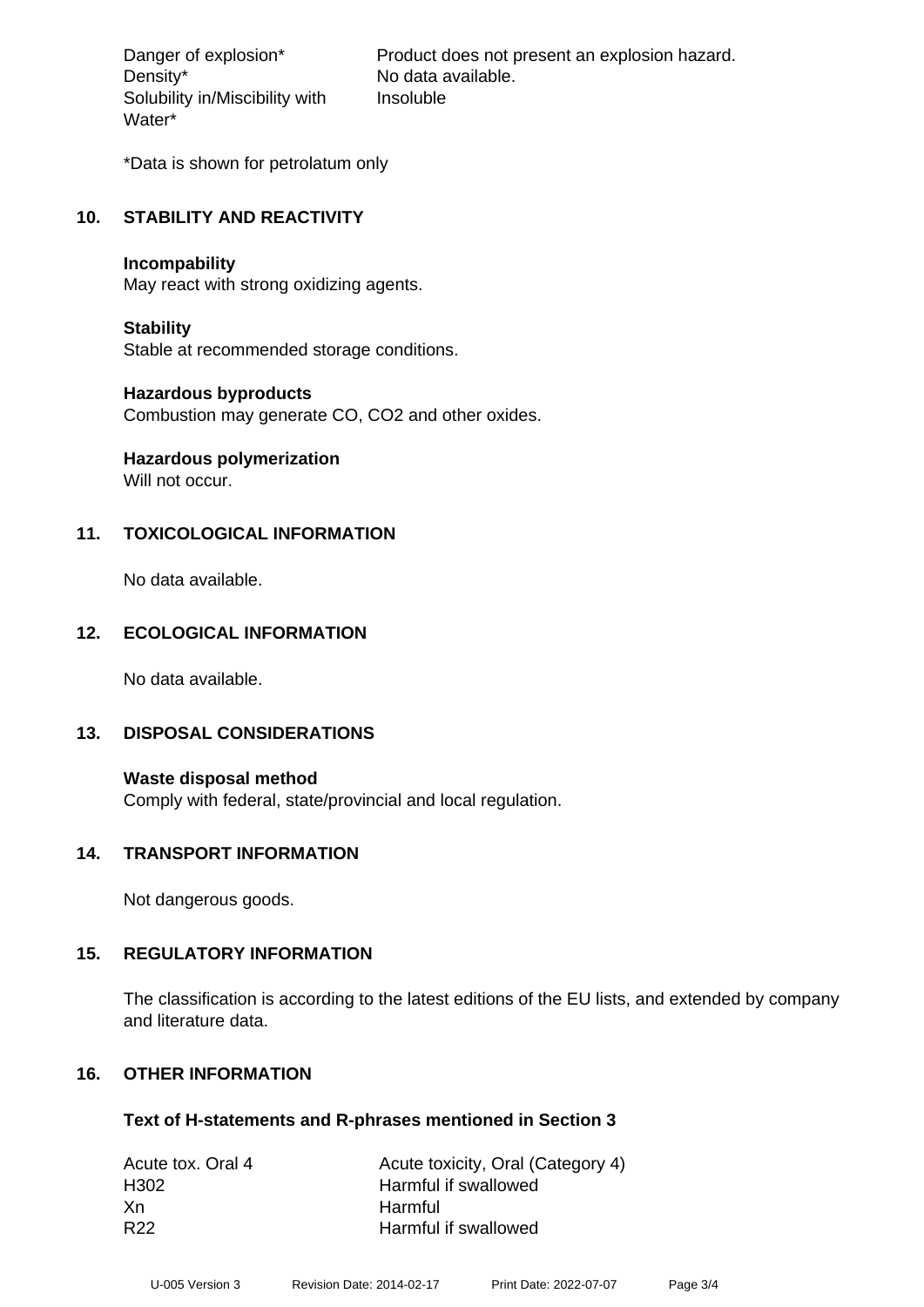| | |
|---|---|
| Danger of explosion* | Product does not present an explosion hazard. |
| Density* | No data available. |
| Solubility in/Miscibility with Water* | Insoluble |

*Data is shown for petrolatum only

## 10. STABILITY AND REACTIVITY

**Incompability**
May react with strong oxidizing agents.

**Stability**
Stable at recommended storage conditions.

**Hazardous byproducts**
Combustion may generate CO, CO2 and other oxides.

**Hazardous polymerization**
Will not occur.

## 11. TOXICOLOGICAL INFORMATION

No data available.

## 12. ECOLOGICAL INFORMATION

No data available.

## 13. DISPOSAL CONSIDERATIONS

**Waste disposal method**
Comply with federal, state/provincial and local regulation.

## 14. TRANSPORT INFORMATION

Not dangerous goods.

## 15. REGULATORY INFORMATION

The classification is according to the latest editions of the EU lists, and extended by company and literature data.

## 16. OTHER INFORMATION

**Text of H-statements and R-phrases mentioned in Section 3**

| | |
|---|---|
| Acute tox. Oral 4 | Acute toxicity, Oral (Category 4) |
| H302 | Harmful if swallowed |
| Xn | Harmful |
| R22 | Harmful if swallowed |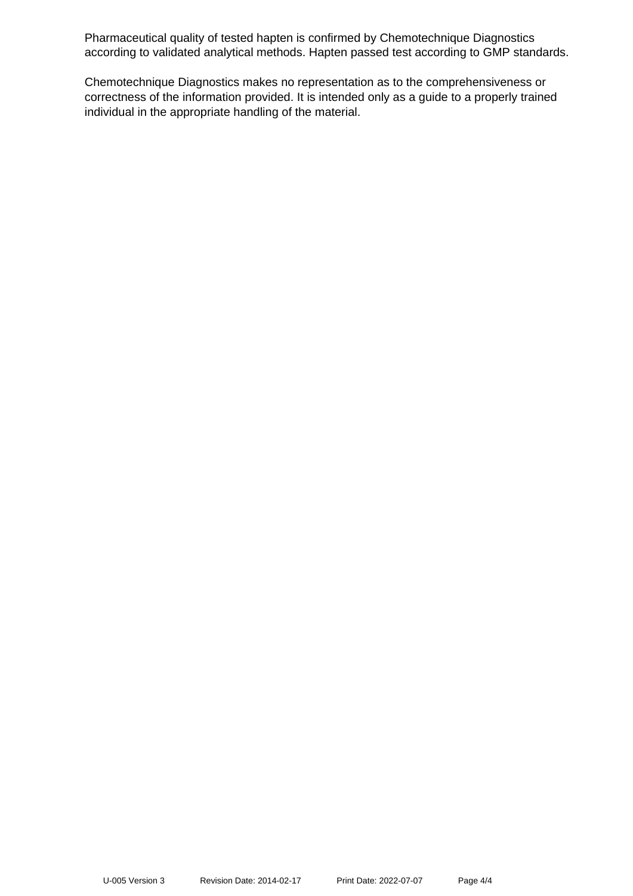Pharmaceutical quality of tested hapten is confirmed by Chemotechnique Diagnostics according to validated analytical methods. Hapten passed test according to GMP standards.

Chemotechnique Diagnostics makes no representation as to the comprehensiveness or correctness of the information provided. It is intended only as a guide to a properly trained individual in the appropriate handling of the material.